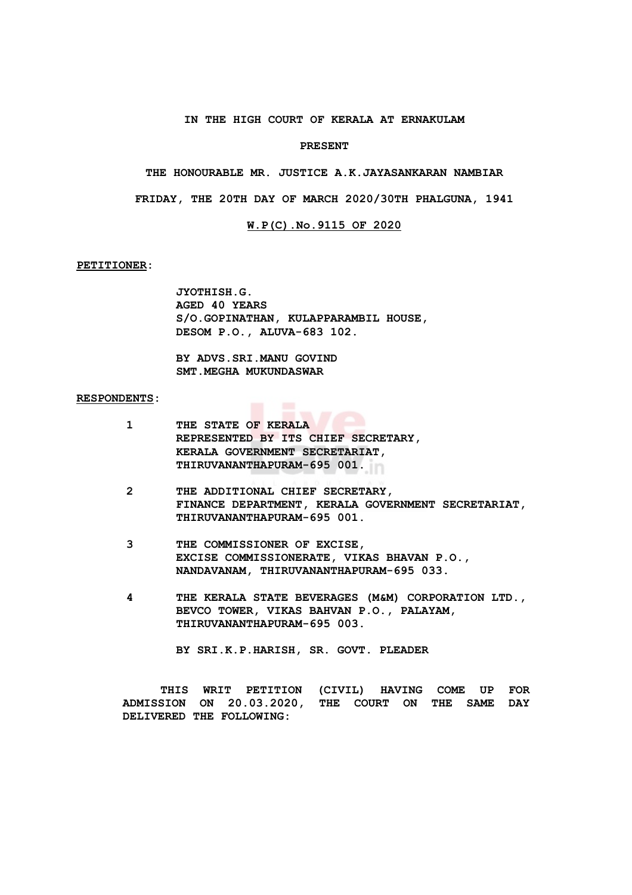**IN THE HIGH COURT OF KERALA AT ERNAKULAM**

**PRESENT**

**THE HONOURABLE MR. JUSTICE A.K.JAYASANKARAN NAMBIAR**

**FRIDAY, THE 20TH DAY OF MARCH 2020/30TH PHALGUNA, 1941**

**W.P(C).No.9115 OF 2020**

**PETITIONER:**

**JYOTHISH.G.**
**AGED 40 YEARS**
**S/O.GOPINATHAN, KULAPPARAMBIL HOUSE,**
**DESOM P.O., ALUVA-683 102.**

**BY ADVS.SRI.MANU GOVIND**
**SMT.MEGHA MUKUNDASWAR**

**RESPONDENTS:**

1. **THE STATE OF KERALA**
   **REPRESENTED BY ITS CHIEF SECRETARY,**
   **KERALA GOVERNMENT SECRETARIAT,**
   **THIRUVANANTHAPURAM-695 001.**

2. **THE ADDITIONAL CHIEF SECRETARY,**
   **FINANCE DEPARTMENT, KERALA GOVERNMENT SECRETARIAT,**
   **THIRUVANANTHAPURAM-695 001.**

3. **THE COMMISSIONER OF EXCISE,**
   **EXCISE COMMISSIONERATE, VIKAS BHAVAN P.O.,**
   **NANDAVANAM, THIRUVANANTHAPURAM-695 033.**

4. **THE KERALA STATE BEVERAGES (M&M) CORPORATION LTD.,**
   **BEVCO TOWER, VIKAS BAHVAN P.O., PALAYAM,**
   **THIRUVANANTHAPURAM-695 003.**

**BY SRI.K.P.HARISH, SR. GOVT. PLEADER**

**THIS WRIT PETITION (CIVIL) HAVING COME UP FOR ADMISSION ON 20.03.2020, THE COURT ON THE SAME DAY DELIVERED THE FOLLOWING:**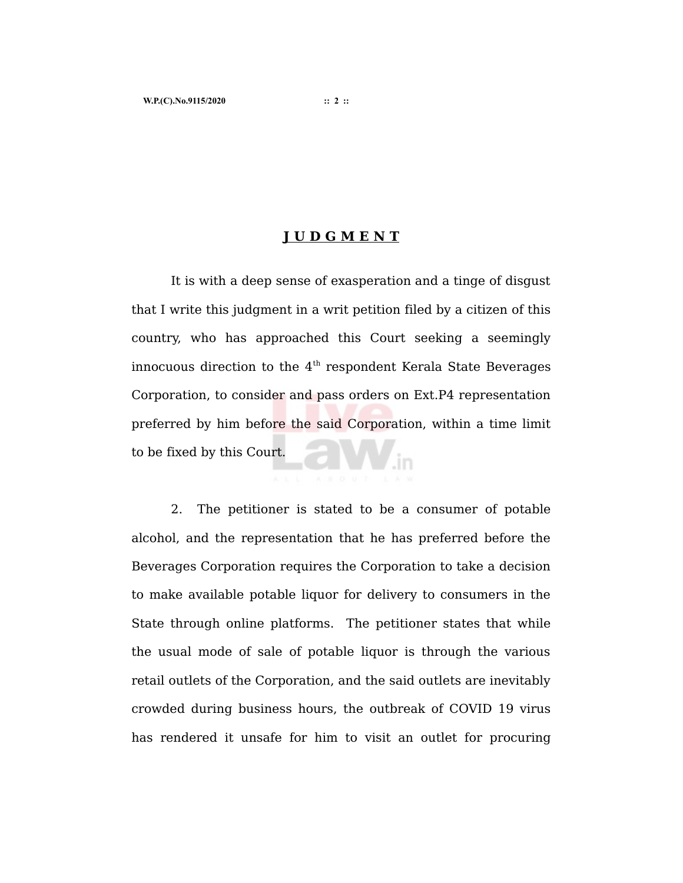# **J U D G M E N T**

It is with a deep sense of exasperation and a tinge of disgust that I write this judgment in a writ petition filed by a citizen of this country, who has approached this Court seeking a seemingly innocuous direction to the 4th respondent Kerala State Beverages Corporation, to consider and pass orders on Ext.P4 representation preferred by him before the said Corporation, within a time limit to be fixed by this Court.

2. The petitioner is stated to be a consumer of potable alcohol, and the representation that he has preferred before the Beverages Corporation requires the Corporation to take a decision to make available potable liquor for delivery to consumers in the State through online platforms. The petitioner states that while the usual mode of sale of potable liquor is through the various retail outlets of the Corporation, and the said outlets are inevitably crowded during business hours, the outbreak of COVID 19 virus has rendered it unsafe for him to visit an outlet for procuring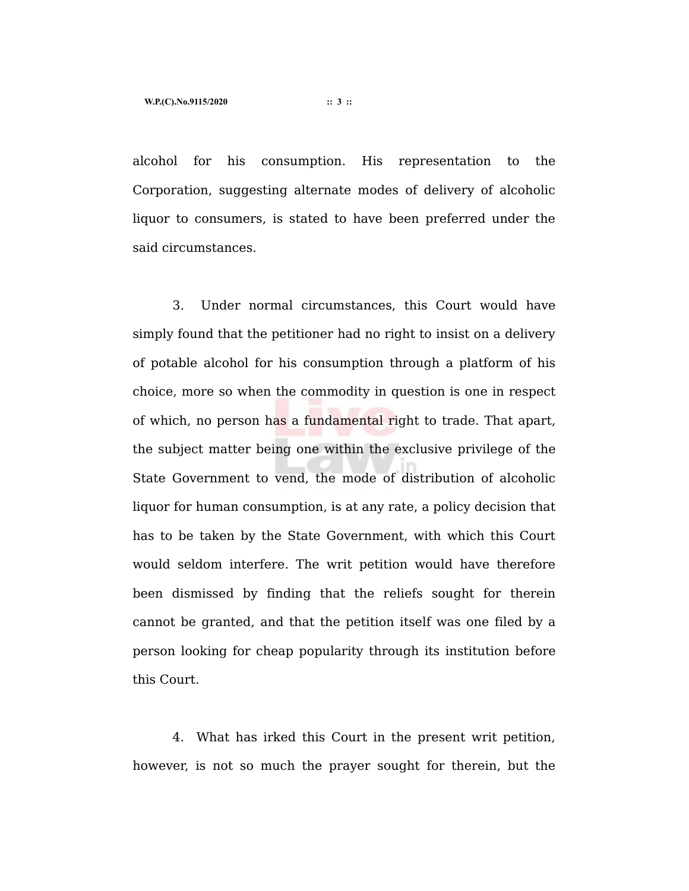alcohol for his consumption. His representation to the Corporation, suggesting alternate modes of delivery of alcoholic liquor to consumers, is stated to have been preferred under the said circumstances.

3. Under normal circumstances, this Court would have simply found that the petitioner had no right to insist on a delivery of potable alcohol for his consumption through a platform of his choice, more so when the commodity in question is one in respect of which, no person has a fundamental right to trade. That apart, the subject matter being one within the exclusive privilege of the State Government to vend, the mode of distribution of alcoholic liquor for human consumption, is at any rate, a policy decision that has to be taken by the State Government, with which this Court would seldom interfere. The writ petition would have therefore been dismissed by finding that the reliefs sought for therein cannot be granted, and that the petition itself was one filed by a person looking for cheap popularity through its institution before this Court.

4. What has irked this Court in the present writ petition, however, is not so much the prayer sought for therein, but the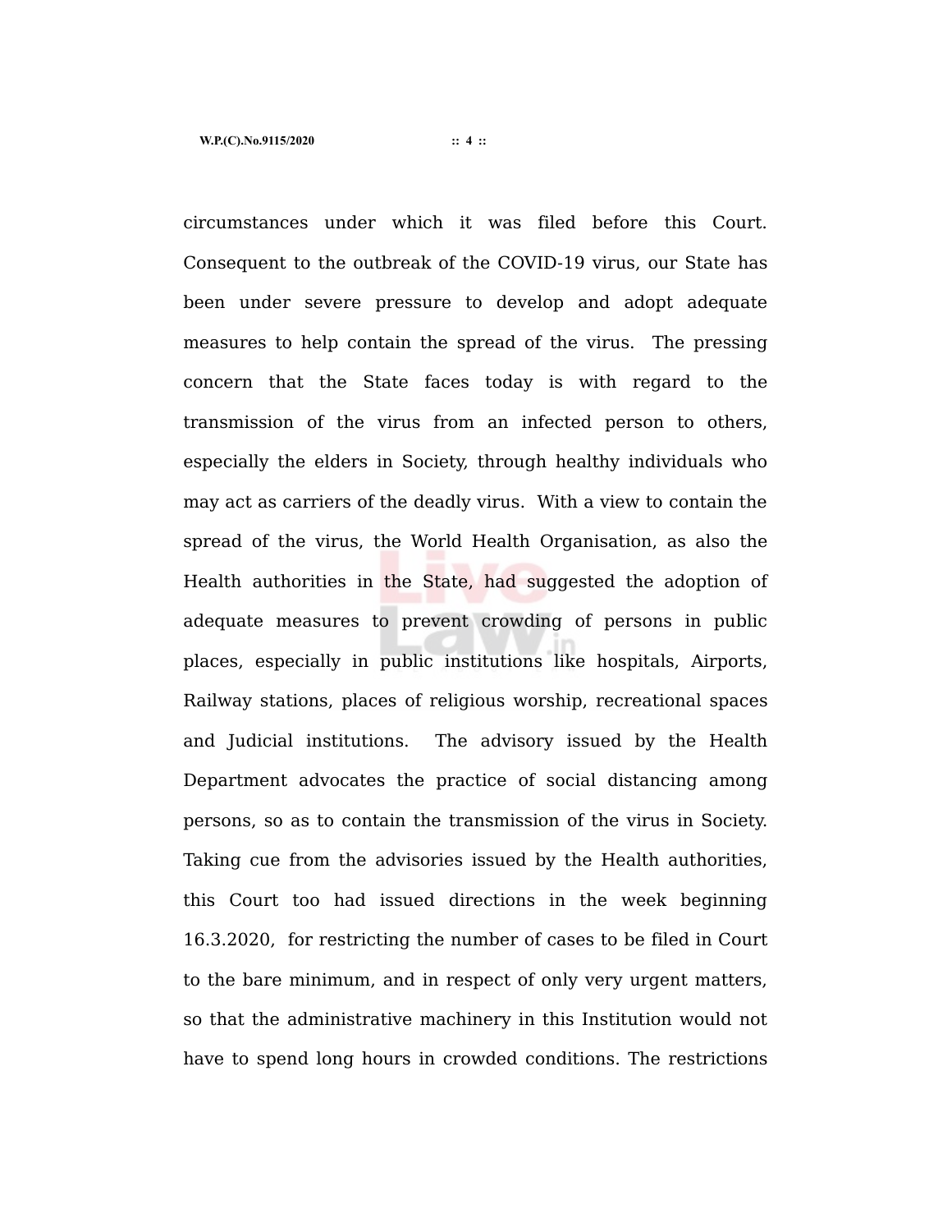circumstances under which it was filed before this Court. Consequent to the outbreak of the COVID-19 virus, our State has been under severe pressure to develop and adopt adequate measures to help contain the spread of the virus. The pressing concern that the State faces today is with regard to the transmission of the virus from an infected person to others, especially the elders in Society, through healthy individuals who may act as carriers of the deadly virus. With a view to contain the spread of the virus, the World Health Organisation, as also the Health authorities in the State, had suggested the adoption of adequate measures to prevent crowding of persons in public places, especially in public institutions like hospitals, Airports, Railway stations, places of religious worship, recreational spaces and Judicial institutions. The advisory issued by the Health Department advocates the practice of social distancing among persons, so as to contain the transmission of the virus in Society. Taking cue from the advisories issued by the Health authorities, this Court too had issued directions in the week beginning 16.3.2020, for restricting the number of cases to be filed in Court to the bare minimum, and in respect of only very urgent matters, so that the administrative machinery in this Institution would not have to spend long hours in crowded conditions. The restrictions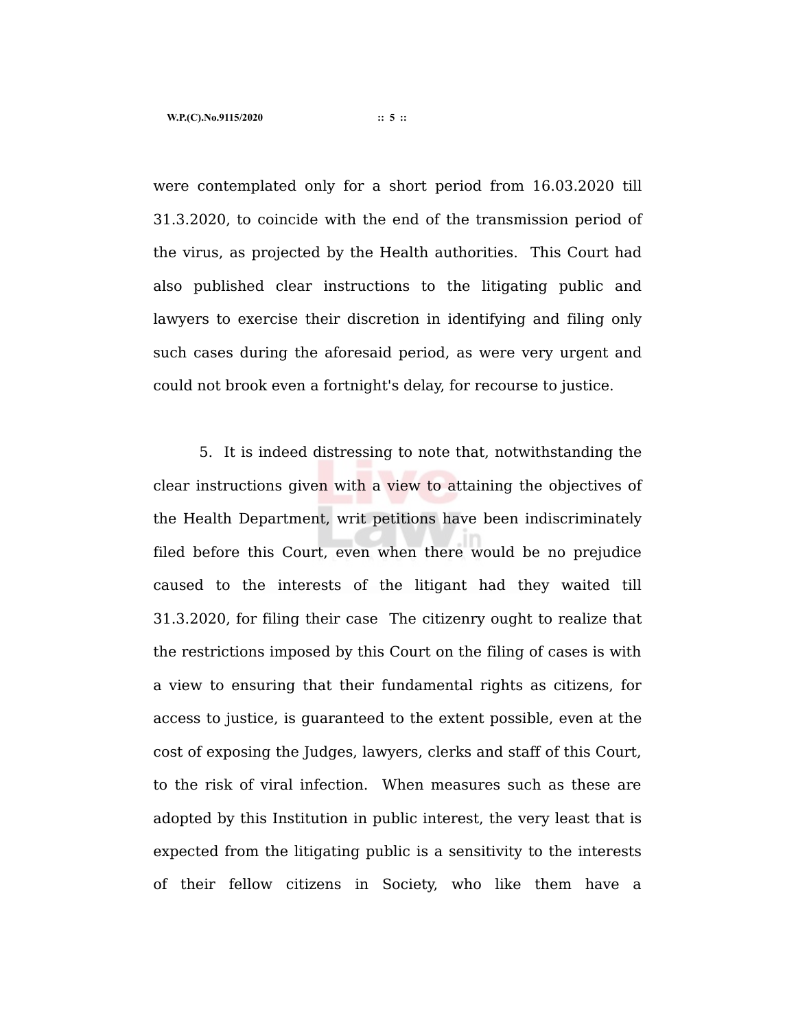were contemplated only for a short period from 16.03.2020 till 31.3.2020, to coincide with the end of the transmission period of the virus, as projected by the Health authorities. This Court had also published clear instructions to the litigating public and lawyers to exercise their discretion in identifying and filing only such cases during the aforesaid period, as were very urgent and could not brook even a fortnight's delay, for recourse to justice.

5. It is indeed distressing to note that, notwithstanding the clear instructions given with a view to attaining the objectives of the Health Department, writ petitions have been indiscriminately filed before this Court, even when there would be no prejudice caused to the interests of the litigant had they waited till 31.3.2020, for filing their case The citizenry ought to realize that the restrictions imposed by this Court on the filing of cases is with a view to ensuring that their fundamental rights as citizens, for access to justice, is guaranteed to the extent possible, even at the cost of exposing the Judges, lawyers, clerks and staff of this Court, to the risk of viral infection. When measures such as these are adopted by this Institution in public interest, the very least that is expected from the litigating public is a sensitivity to the interests of their fellow citizens in Society, who like them have a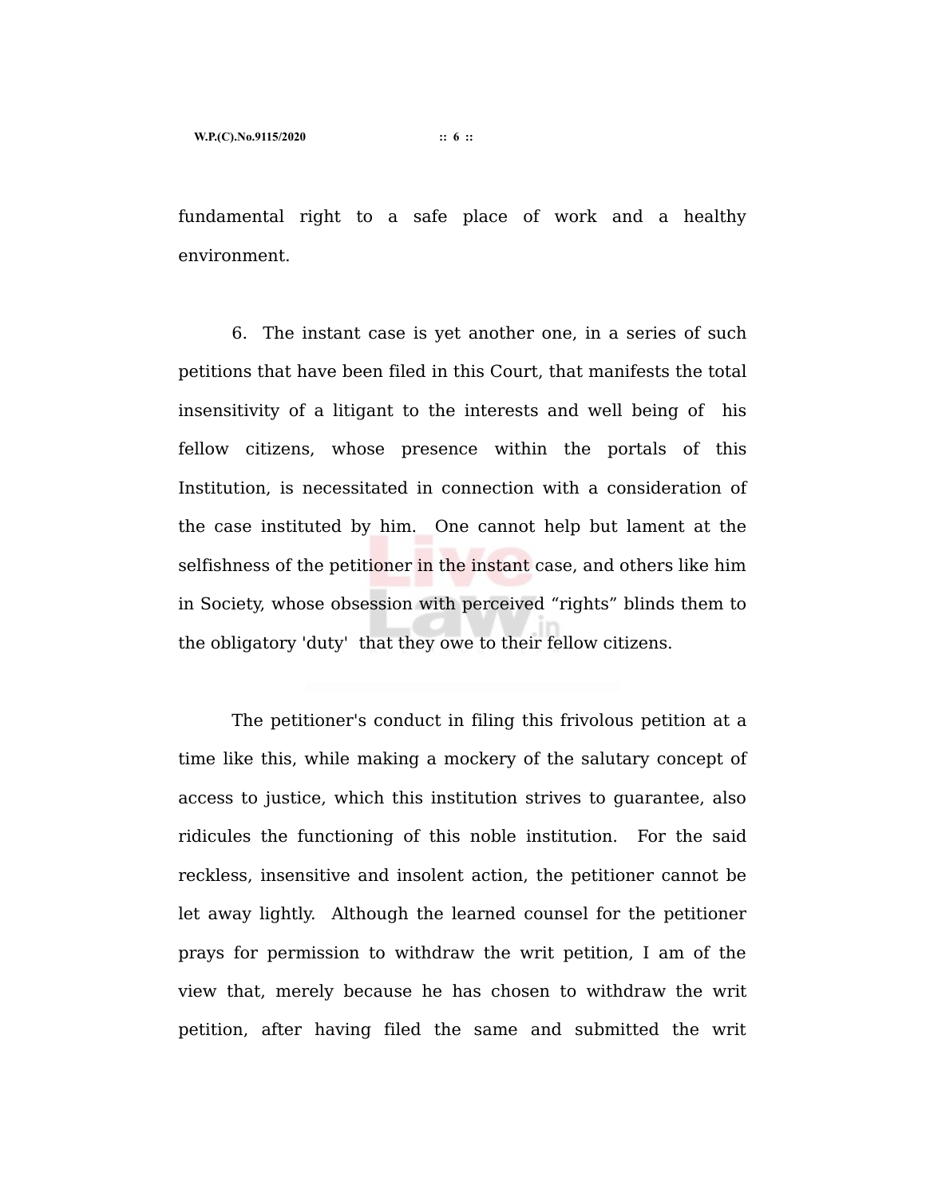fundamental right to a safe place of work and a healthy environment.

6. The instant case is yet another one, in a series of such petitions that have been filed in this Court, that manifests the total insensitivity of a litigant to the interests and well being of his fellow citizens, whose presence within the portals of this Institution, is necessitated in connection with a consideration of the case instituted by him. One cannot help but lament at the selfishness of the petitioner in the instant case, and others like him in Society, whose obsession with perceived “rights” blinds them to the obligatory 'duty' that they owe to their fellow citizens.

The petitioner's conduct in filing this frivolous petition at a time like this, while making a mockery of the salutary concept of access to justice, which this institution strives to guarantee, also ridicules the functioning of this noble institution. For the said reckless, insensitive and insolent action, the petitioner cannot be let away lightly. Although the learned counsel for the petitioner prays for permission to withdraw the writ petition, I am of the view that, merely because he has chosen to withdraw the writ petition, after having filed the same and submitted the writ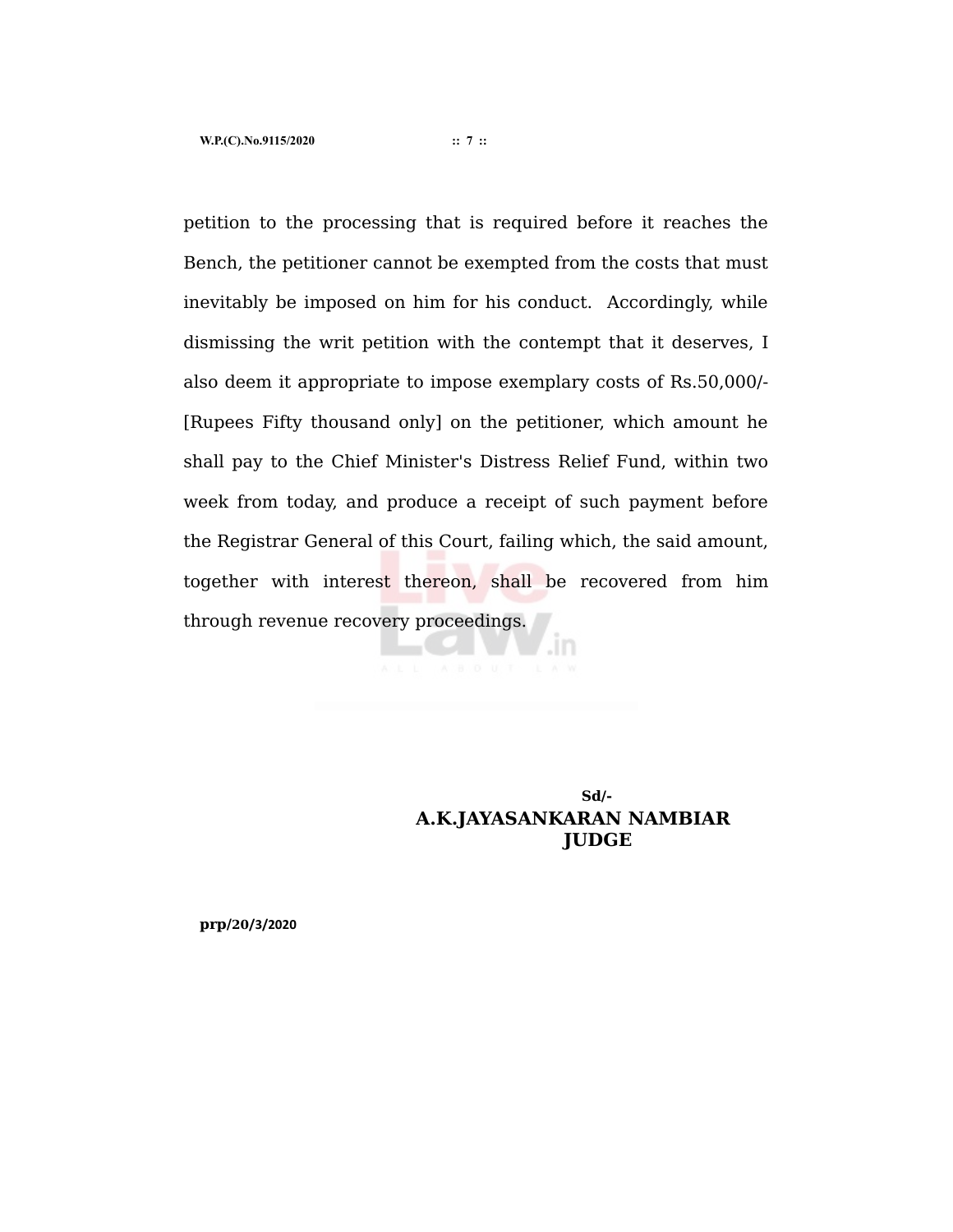petition to the processing that is required before it reaches the Bench, the petitioner cannot be exempted from the costs that must inevitably be imposed on him for his conduct. Accordingly, while dismissing the writ petition with the contempt that it deserves, I also deem it appropriate to impose exemplary costs of Rs.50,000/- [Rupees Fifty thousand only] on the petitioner, which amount he shall pay to the Chief Minister's Distress Relief Fund, within two week from today, and produce a receipt of such payment before the Registrar General of this Court, failing which, the said amount, together with interest thereon, shall be recovered from him through revenue recovery proceedings.

**Sd/-**

**A.K.JAYASANKARAN NAMBIAR**

**JUDGE**

**prp/20/3/2020**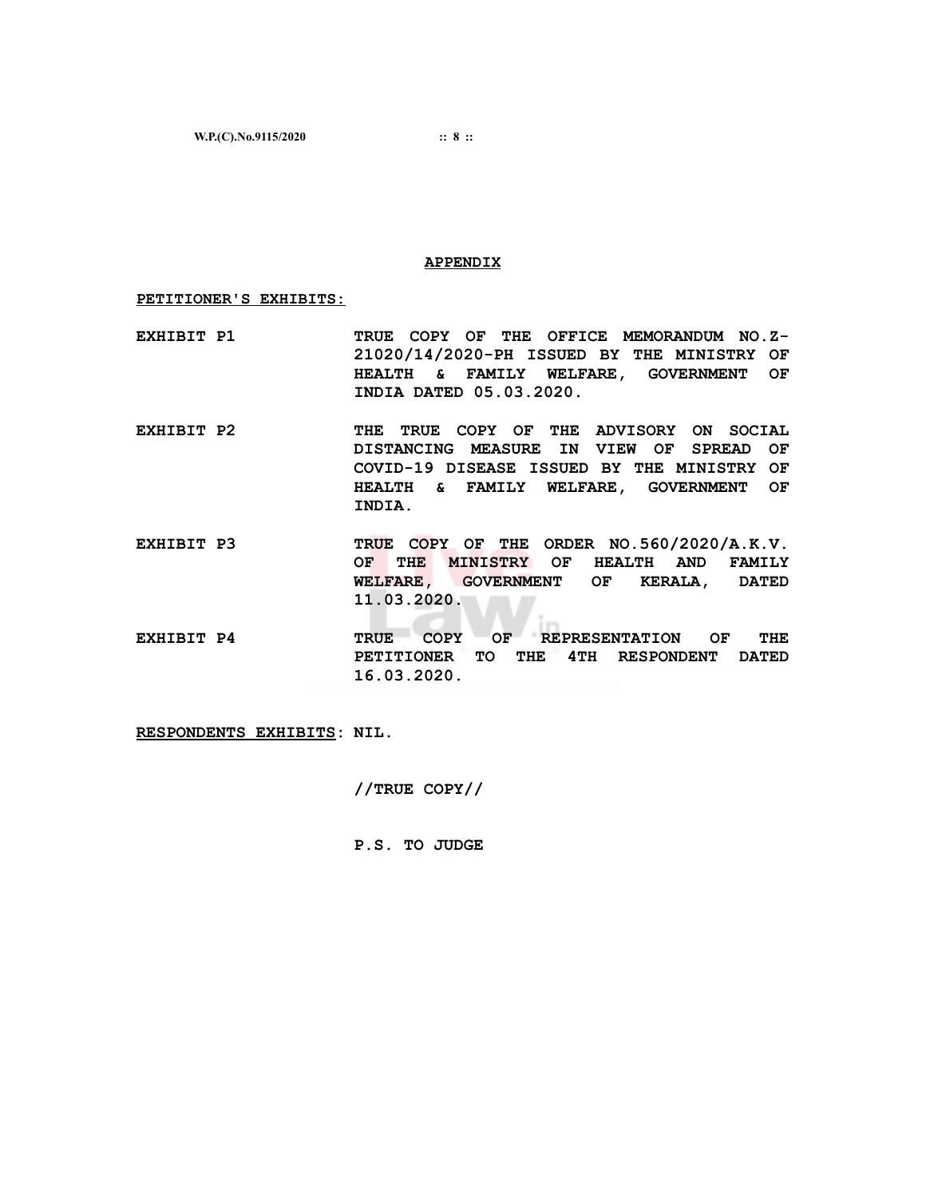## APPENDIX

**PETITIONER'S EXHIBITS:**

| | |
|---|---|
| **EXHIBIT P1** | **TRUE COPY OF THE OFFICE MEMORANDUM NO.Z-21020/14/2020-PH ISSUED BY THE MINISTRY OF HEALTH & FAMILY WELFARE, GOVERNMENT OF INDIA DATED 05.03.2020.** |
| **EXHIBIT P2** | **THE TRUE COPY OF THE ADVISORY ON SOCIAL DISTANCING MEASURE IN VIEW OF SPREAD OF COVID-19 DISEASE ISSUED BY THE MINISTRY OF HEALTH & FAMILY WELFARE, GOVERNMENT OF INDIA.** |
| **EXHIBIT P3** | **TRUE COPY OF THE ORDER NO.560/2020/A.K.V. OF THE MINISTRY OF HEALTH AND FAMILY WELFARE, GOVERNMENT OF KERALA, DATED 11.03.2020.** |
| **EXHIBIT P4** | **TRUE COPY OF REPRESENTATION OF THE PETITIONER TO THE 4TH RESPONDENT DATED 16.03.2020.** |

**RESPONDENTS EXHIBITS: NIL.**

**//TRUE COPY//**

**P.S. TO JUDGE**